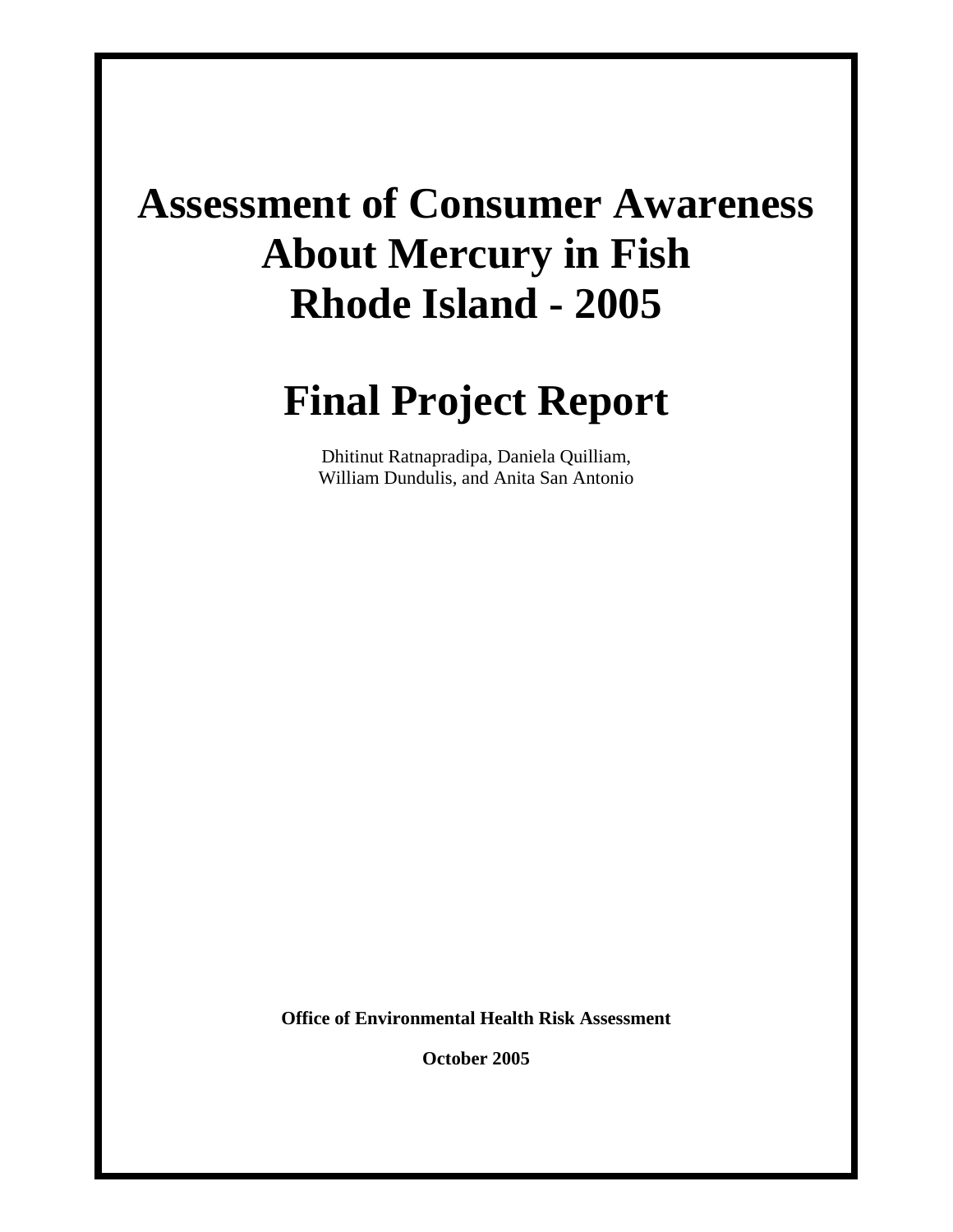# Assessment of Consumer Awareness About Mercury in Fish Rhode Island - 2005

# Final Project Report

Dhitinut Ratnapradipa, Daniela Quilliam,
William Dundulis, and Anita San Antonio

**Office of Environmental Health Risk Assessment**

**October 2005**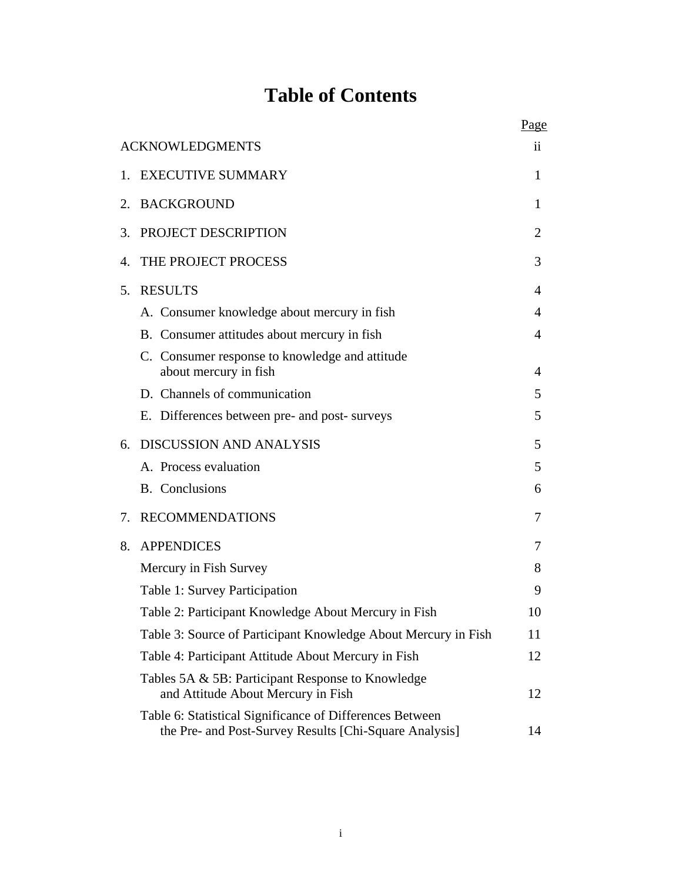# Table of Contents

| | Page |
|---|---|
| ACKNOWLEDGMENTS | ii |
| 1. EXECUTIVE SUMMARY | 1 |
| 2. BACKGROUND | 1 |
| 3. PROJECT DESCRIPTION | 2 |
| 4. THE PROJECT PROCESS | 3 |
| 5. RESULTS | 4 |
| A. Consumer knowledge about mercury in fish | 4 |
| B. Consumer attitudes about mercury in fish | 4 |
| C. Consumer response to knowledge and attitude about mercury in fish | 4 |
| D. Channels of communication | 5 |
| E. Differences between pre- and post- surveys | 5 |
| 6. DISCUSSION AND ANALYSIS | 5 |
| A. Process evaluation | 5 |
| B. Conclusions | 6 |
| 7. RECOMMENDATIONS | 7 |
| 8. APPENDICES | 7 |
| Mercury in Fish Survey | 8 |
| Table 1: Survey Participation | 9 |
| Table 2: Participant Knowledge About Mercury in Fish | 10 |
| Table 3: Source of Participant Knowledge About Mercury in Fish | 11 |
| Table 4: Participant Attitude About Mercury in Fish | 12 |
| Tables 5A & 5B: Participant Response to Knowledge and Attitude About Mercury in Fish | 12 |
| Table 6: Statistical Significance of Differences Between the Pre- and Post-Survey Results [Chi-Square Analysis] | 14 |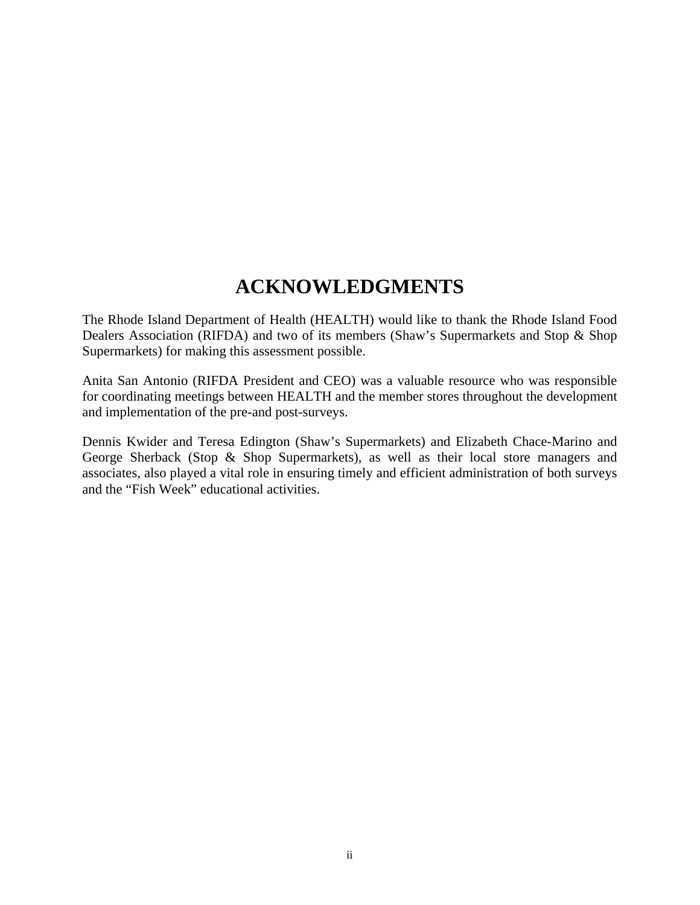# ACKNOWLEDGMENTS

The Rhode Island Department of Health (HEALTH) would like to thank the Rhode Island Food Dealers Association (RIFDA) and two of its members (Shaw's Supermarkets and Stop & Shop Supermarkets) for making this assessment possible.

Anita San Antonio (RIFDA President and CEO) was a valuable resource who was responsible for coordinating meetings between HEALTH and the member stores throughout the development and implementation of the pre-and post-surveys.

Dennis Kwider and Teresa Edington (Shaw's Supermarkets) and Elizabeth Chace-Marino and George Sherback (Stop & Shop Supermarkets), as well as their local store managers and associates, also played a vital role in ensuring timely and efficient administration of both surveys and the "Fish Week" educational activities.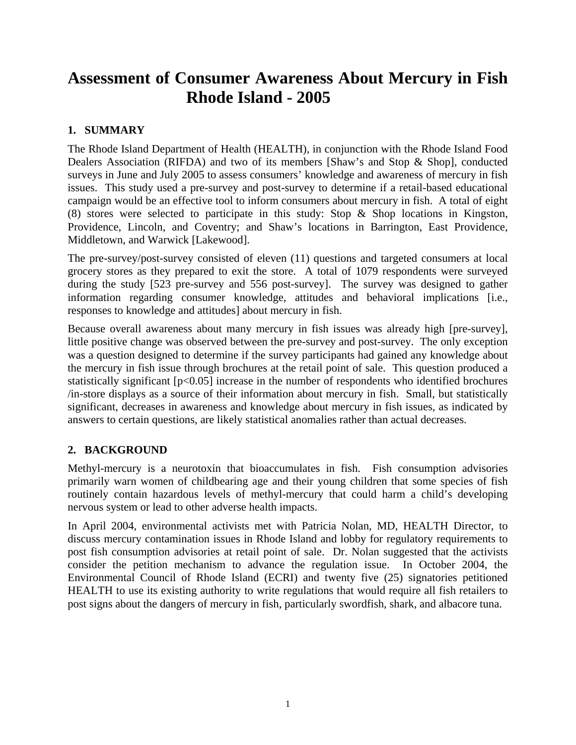# Assessment of Consumer Awareness About Mercury in Fish Rhode Island - 2005

## 1. SUMMARY

The Rhode Island Department of Health (HEALTH), in conjunction with the Rhode Island Food Dealers Association (RIFDA) and two of its members [Shaw's and Stop & Shop], conducted surveys in June and July 2005 to assess consumers' knowledge and awareness of mercury in fish issues. This study used a pre-survey and post-survey to determine if a retail-based educational campaign would be an effective tool to inform consumers about mercury in fish. A total of eight (8) stores were selected to participate in this study: Stop & Shop locations in Kingston, Providence, Lincoln, and Coventry; and Shaw's locations in Barrington, East Providence, Middletown, and Warwick [Lakewood].

The pre-survey/post-survey consisted of eleven (11) questions and targeted consumers at local grocery stores as they prepared to exit the store. A total of 1079 respondents were surveyed during the study [523 pre-survey and 556 post-survey]. The survey was designed to gather information regarding consumer knowledge, attitudes and behavioral implications [i.e., responses to knowledge and attitudes] about mercury in fish.

Because overall awareness about many mercury in fish issues was already high [pre-survey], little positive change was observed between the pre-survey and post-survey. The only exception was a question designed to determine if the survey participants had gained any knowledge about the mercury in fish issue through brochures at the retail point of sale. This question produced a statistically significant [$p<0.05$] increase in the number of respondents who identified brochures /in-store displays as a source of their information about mercury in fish. Small, but statistically significant, decreases in awareness and knowledge about mercury in fish issues, as indicated by answers to certain questions, are likely statistical anomalies rather than actual decreases.

## 2. BACKGROUND

Methyl-mercury is a neurotoxin that bioaccumulates in fish. Fish consumption advisories primarily warn women of childbearing age and their young children that some species of fish routinely contain hazardous levels of methyl-mercury that could harm a child's developing nervous system or lead to other adverse health impacts.

In April 2004, environmental activists met with Patricia Nolan, MD, HEALTH Director, to discuss mercury contamination issues in Rhode Island and lobby for regulatory requirements to post fish consumption advisories at retail point of sale. Dr. Nolan suggested that the activists consider the petition mechanism to advance the regulation issue. In October 2004, the Environmental Council of Rhode Island (ECRI) and twenty five (25) signatories petitioned HEALTH to use its existing authority to write regulations that would require all fish retailers to post signs about the dangers of mercury in fish, particularly swordfish, shark, and albacore tuna.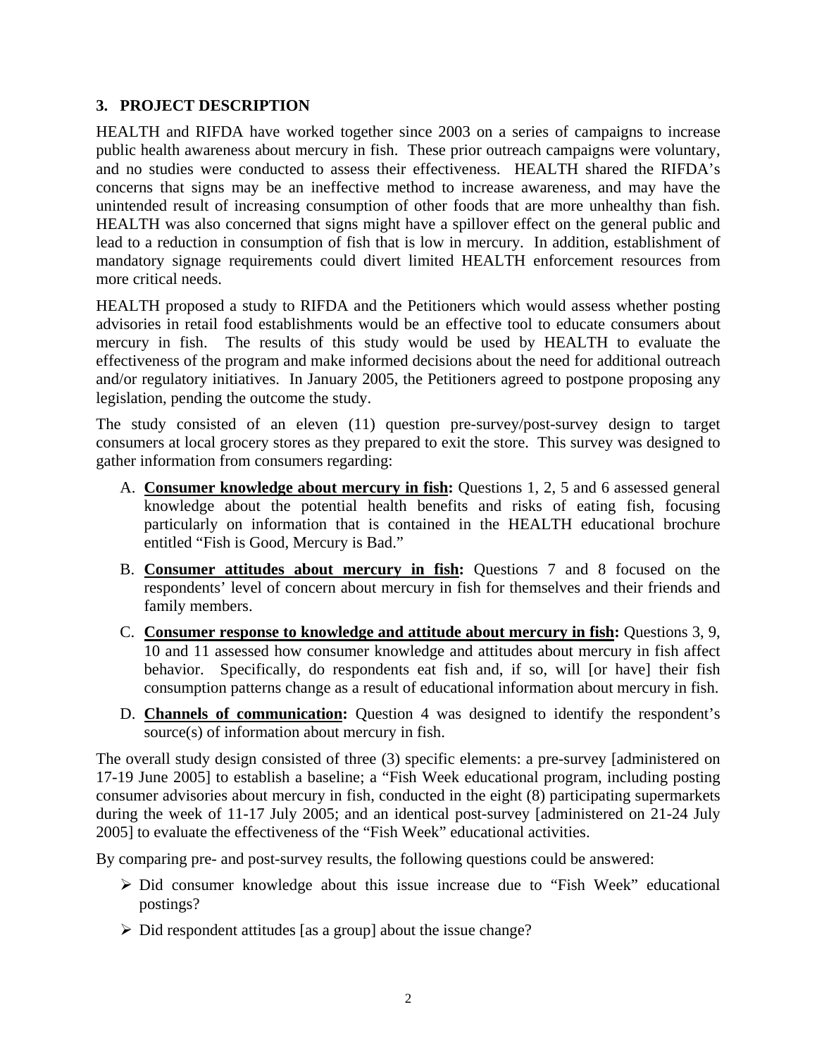## 3. PROJECT DESCRIPTION

HEALTH and RIFDA have worked together since 2003 on a series of campaigns to increase public health awareness about mercury in fish. These prior outreach campaigns were voluntary, and no studies were conducted to assess their effectiveness. HEALTH shared the RIFDA's concerns that signs may be an ineffective method to increase awareness, and may have the unintended result of increasing consumption of other foods that are more unhealthy than fish. HEALTH was also concerned that signs might have a spillover effect on the general public and lead to a reduction in consumption of fish that is low in mercury. In addition, establishment of mandatory signage requirements could divert limited HEALTH enforcement resources from more critical needs.

HEALTH proposed a study to RIFDA and the Petitioners which would assess whether posting advisories in retail food establishments would be an effective tool to educate consumers about mercury in fish. The results of this study would be used by HEALTH to evaluate the effectiveness of the program and make informed decisions about the need for additional outreach and/or regulatory initiatives. In January 2005, the Petitioners agreed to postpone proposing any legislation, pending the outcome the study.

The study consisted of an eleven (11) question pre-survey/post-survey design to target consumers at local grocery stores as they prepared to exit the store. This survey was designed to gather information from consumers regarding:

A. **<u>Consumer knowledge about mercury in fish</u>:** Questions 1, 2, 5 and 6 assessed general knowledge about the potential health benefits and risks of eating fish, focusing particularly on information that is contained in the HEALTH educational brochure entitled "Fish is Good, Mercury is Bad."

B. **<u>Consumer attitudes about mercury in fish</u>:** Questions 7 and 8 focused on the respondents' level of concern about mercury in fish for themselves and their friends and family members.

C. **<u>Consumer response to knowledge and attitude about mercury in fish</u>:** Questions 3, 9, 10 and 11 assessed how consumer knowledge and attitudes about mercury in fish affect behavior. Specifically, do respondents eat fish and, if so, will [or have] their fish consumption patterns change as a result of educational information about mercury in fish.

D. **<u>Channels of communication</u>:** Question 4 was designed to identify the respondent's source(s) of information about mercury in fish.

The overall study design consisted of three (3) specific elements: a pre-survey [administered on 17-19 June 2005] to establish a baseline; a "Fish Week educational program, including posting consumer advisories about mercury in fish, conducted in the eight (8) participating supermarkets during the week of 11-17 July 2005; and an identical post-survey [administered on 21-24 July 2005] to evaluate the effectiveness of the "Fish Week" educational activities.

By comparing pre- and post-survey results, the following questions could be answered:

- Did consumer knowledge about this issue increase due to "Fish Week" educational postings?
- Did respondent attitudes [as a group] about the issue change?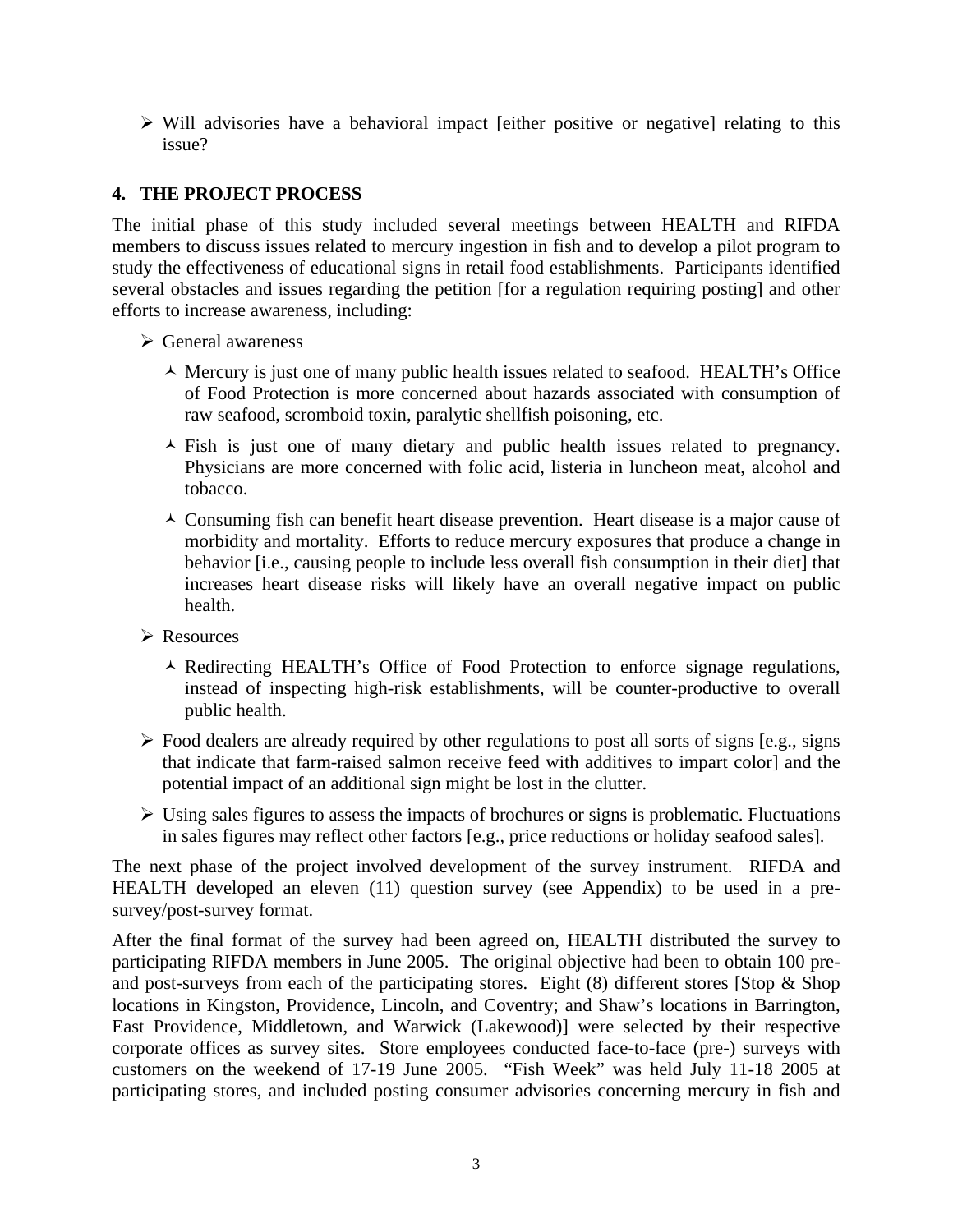- Will advisories have a behavioral impact [either positive or negative] relating to this issue?

## 4. THE PROJECT PROCESS

The initial phase of this study included several meetings between HEALTH and RIFDA members to discuss issues related to mercury ingestion in fish and to develop a pilot program to study the effectiveness of educational signs in retail food establishments. Participants identified several obstacles and issues regarding the petition [for a regulation requiring posting] and other efforts to increase awareness, including:

- General awareness
  - Mercury is just one of many public health issues related to seafood. HEALTH's Office of Food Protection is more concerned about hazards associated with consumption of raw seafood, scromboid toxin, paralytic shellfish poisoning, etc.
  - Fish is just one of many dietary and public health issues related to pregnancy. Physicians are more concerned with folic acid, listeria in luncheon meat, alcohol and tobacco.
  - Consuming fish can benefit heart disease prevention. Heart disease is a major cause of morbidity and mortality. Efforts to reduce mercury exposures that produce a change in behavior [i.e., causing people to include less overall fish consumption in their diet] that increases heart disease risks will likely have an overall negative impact on public health.
- Resources
  - Redirecting HEALTH's Office of Food Protection to enforce signage regulations, instead of inspecting high-risk establishments, will be counter-productive to overall public health.
- Food dealers are already required by other regulations to post all sorts of signs [e.g., signs that indicate that farm-raised salmon receive feed with additives to impart color] and the potential impact of an additional sign might be lost in the clutter.
- Using sales figures to assess the impacts of brochures or signs is problematic. Fluctuations in sales figures may reflect other factors [e.g., price reductions or holiday seafood sales].

The next phase of the project involved development of the survey instrument. RIFDA and HEALTH developed an eleven (11) question survey (see Appendix) to be used in a pre-survey/post-survey format.

After the final format of the survey had been agreed on, HEALTH distributed the survey to participating RIFDA members in June 2005. The original objective had been to obtain 100 pre- and post-surveys from each of the participating stores. Eight (8) different stores [Stop & Shop locations in Kingston, Providence, Lincoln, and Coventry; and Shaw's locations in Barrington, East Providence, Middletown, and Warwick (Lakewood)] were selected by their respective corporate offices as survey sites. Store employees conducted face-to-face (pre-) surveys with customers on the weekend of 17-19 June 2005. "Fish Week" was held July 11-18 2005 at participating stores, and included posting consumer advisories concerning mercury in fish and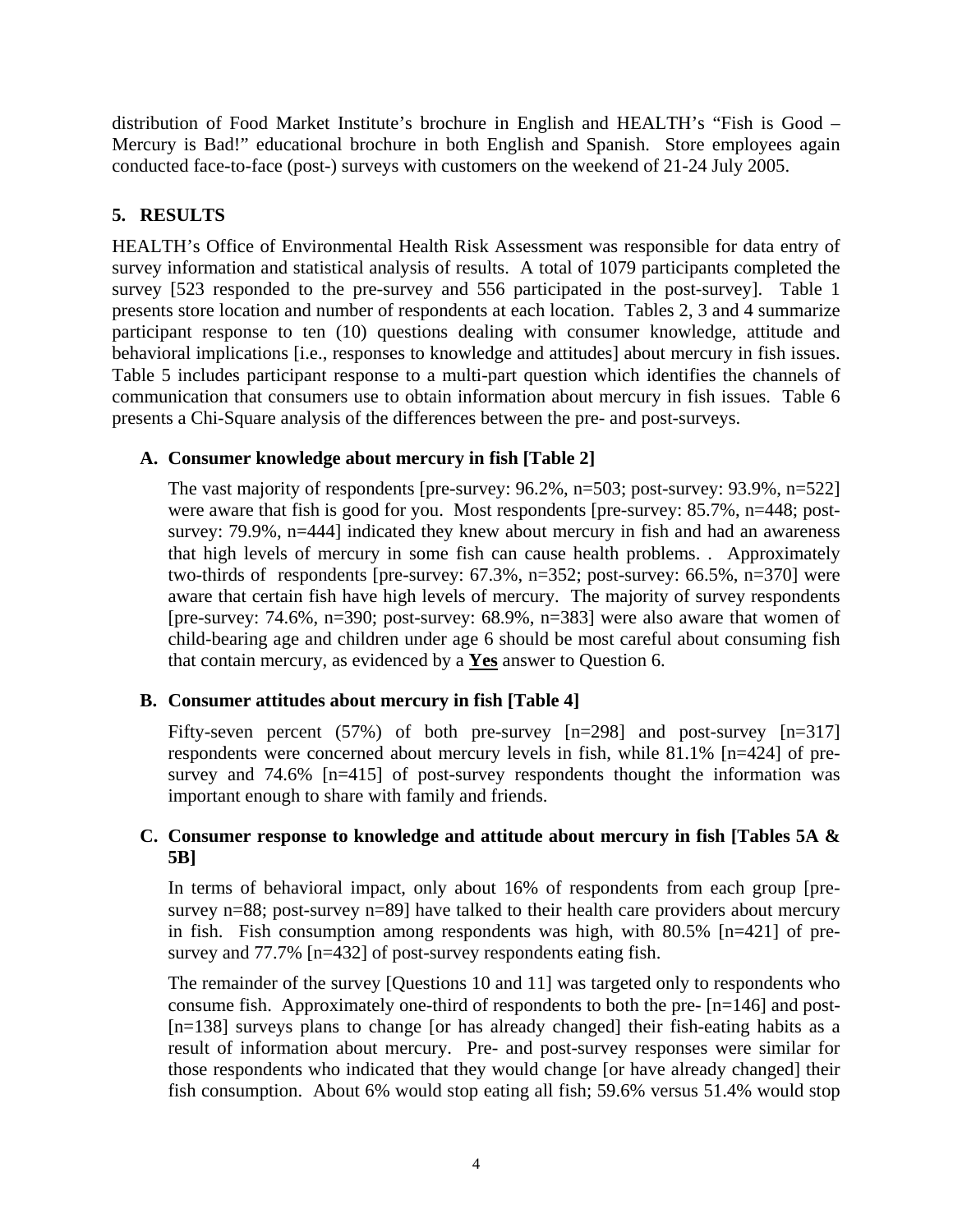distribution of Food Market Institute's brochure in English and HEALTH's "Fish is Good – Mercury is Bad!" educational brochure in both English and Spanish. Store employees again conducted face-to-face (post-) surveys with customers on the weekend of 21-24 July 2005.

## 5. RESULTS

HEALTH's Office of Environmental Health Risk Assessment was responsible for data entry of survey information and statistical analysis of results. A total of 1079 participants completed the survey [523 responded to the pre-survey and 556 participated in the post-survey]. Table 1 presents store location and number of respondents at each location. Tables 2, 3 and 4 summarize participant response to ten (10) questions dealing with consumer knowledge, attitude and behavioral implications [i.e., responses to knowledge and attitudes] about mercury in fish issues. Table 5 includes participant response to a multi-part question which identifies the channels of communication that consumers use to obtain information about mercury in fish issues. Table 6 presents a Chi-Square analysis of the differences between the pre- and post-surveys.

### A. Consumer knowledge about mercury in fish [Table 2]

The vast majority of respondents [pre-survey: 96.2%, n=503; post-survey: 93.9%, n=522] were aware that fish is good for you. Most respondents [pre-survey: 85.7%, n=448; post-survey: 79.9%, n=444] indicated they knew about mercury in fish and had an awareness that high levels of mercury in some fish can cause health problems. . Approximately two-thirds of respondents [pre-survey: 67.3%, n=352; post-survey: 66.5%, n=370] were aware that certain fish have high levels of mercury. The majority of survey respondents [pre-survey: 74.6%, n=390; post-survey: 68.9%, n=383] were also aware that women of child-bearing age and children under age 6 should be most careful about consuming fish that contain mercury, as evidenced by a **Yes** answer to Question 6.

### B. Consumer attitudes about mercury in fish [Table 4]

Fifty-seven percent (57%) of both pre-survey [n=298] and post-survey [n=317] respondents were concerned about mercury levels in fish, while 81.1% [n=424] of pre-survey and 74.6% [n=415] of post-survey respondents thought the information was important enough to share with family and friends.

### C. Consumer response to knowledge and attitude about mercury in fish [Tables 5A & 5B]

In terms of behavioral impact, only about 16% of respondents from each group [pre-survey n=88; post-survey n=89] have talked to their health care providers about mercury in fish. Fish consumption among respondents was high, with 80.5% [n=421] of pre-survey and 77.7% [n=432] of post-survey respondents eating fish.

The remainder of the survey [Questions 10 and 11] was targeted only to respondents who consume fish. Approximately one-third of respondents to both the pre- [n=146] and post- [n=138] surveys plans to change [or has already changed] their fish-eating habits as a result of information about mercury. Pre- and post-survey responses were similar for those respondents who indicated that they would change [or have already changed] their fish consumption. About 6% would stop eating all fish; 59.6% versus 51.4% would stop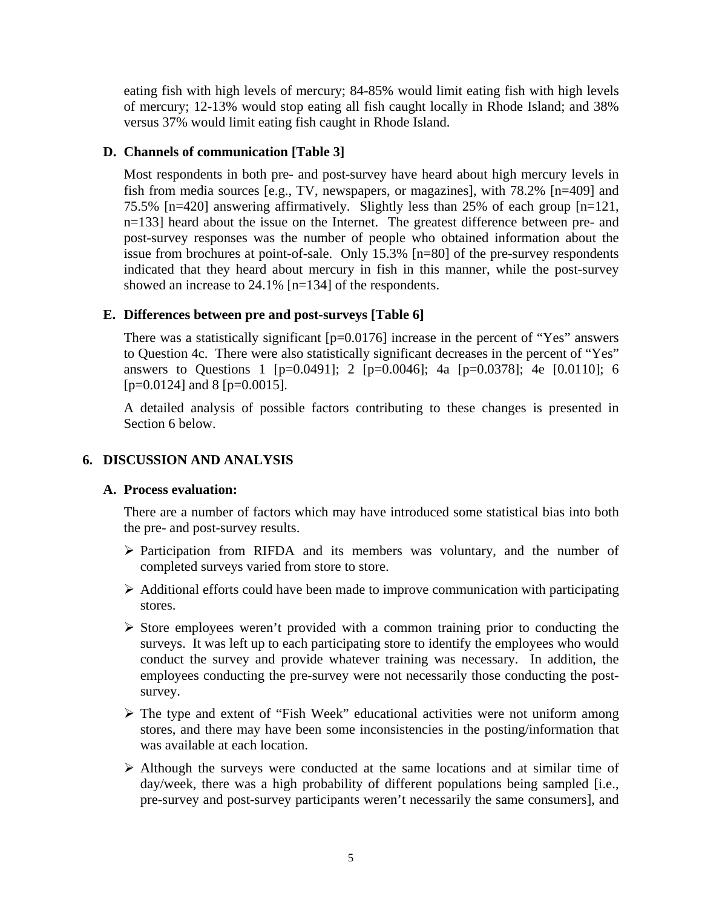eating fish with high levels of mercury; 84-85% would limit eating fish with high levels of mercury; 12-13% would stop eating all fish caught locally in Rhode Island; and 38% versus 37% would limit eating fish caught in Rhode Island.

### D. Channels of communication [Table 3]

Most respondents in both pre- and post-survey have heard about high mercury levels in fish from media sources [e.g., TV, newspapers, or magazines], with 78.2% [n=409] and 75.5% [n=420] answering affirmatively. Slightly less than 25% of each group [n=121, n=133] heard about the issue on the Internet. The greatest difference between pre- and post-survey responses was the number of people who obtained information about the issue from brochures at point-of-sale. Only 15.3% [n=80] of the pre-survey respondents indicated that they heard about mercury in fish in this manner, while the post-survey showed an increase to 24.1% [n=134] of the respondents.

### E. Differences between pre and post-surveys [Table 6]

There was a statistically significant [p=0.0176] increase in the percent of "Yes" answers to Question 4c. There were also statistically significant decreases in the percent of "Yes" answers to Questions 1 [p=0.0491]; 2 [p=0.0046]; 4a [p=0.0378]; 4e [0.0110]; 6 [p=0.0124] and 8 [p=0.0015].

A detailed analysis of possible factors contributing to these changes is presented in Section 6 below.

## 6. DISCUSSION AND ANALYSIS

### A. Process evaluation:

There are a number of factors which may have introduced some statistical bias into both the pre- and post-survey results.

- Participation from RIFDA and its members was voluntary, and the number of completed surveys varied from store to store.
- Additional efforts could have been made to improve communication with participating stores.
- Store employees weren't provided with a common training prior to conducting the surveys. It was left up to each participating store to identify the employees who would conduct the survey and provide whatever training was necessary. In addition, the employees conducting the pre-survey were not necessarily those conducting the post-survey.
- The type and extent of "Fish Week" educational activities were not uniform among stores, and there may have been some inconsistencies in the posting/information that was available at each location.
- Although the surveys were conducted at the same locations and at similar time of day/week, there was a high probability of different populations being sampled [i.e., pre-survey and post-survey participants weren't necessarily the same consumers], and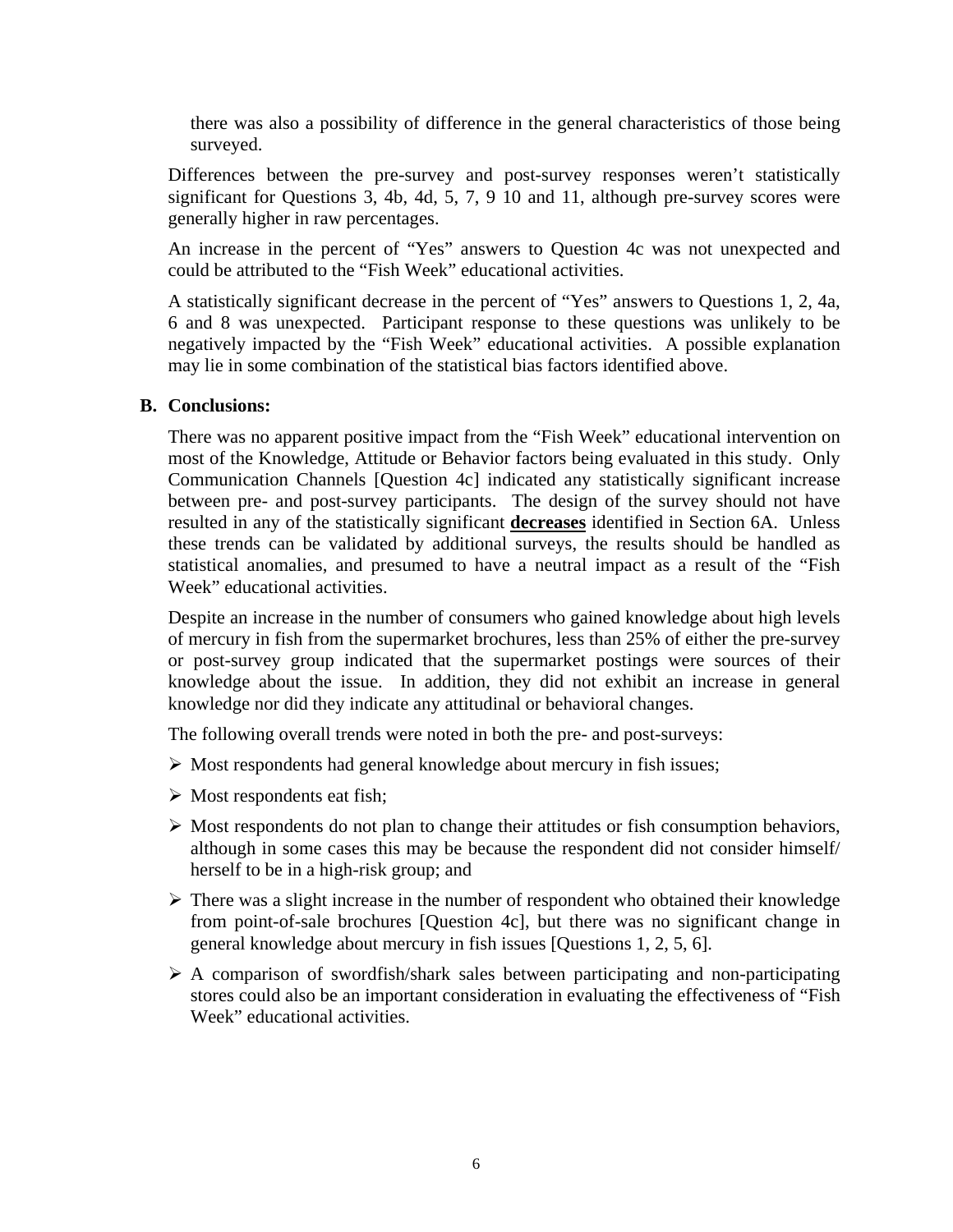there was also a possibility of difference in the general characteristics of those being surveyed.

Differences between the pre-survey and post-survey responses weren't statistically significant for Questions 3, 4b, 4d, 5, 7, 9 10 and 11, although pre-survey scores were generally higher in raw percentages.

An increase in the percent of "Yes" answers to Question 4c was not unexpected and could be attributed to the "Fish Week" educational activities.

A statistically significant decrease in the percent of "Yes" answers to Questions 1, 2, 4a, 6 and 8 was unexpected. Participant response to these questions was unlikely to be negatively impacted by the "Fish Week" educational activities. A possible explanation may lie in some combination of the statistical bias factors identified above.

## B. Conclusions:

There was no apparent positive impact from the "Fish Week" educational intervention on most of the Knowledge, Attitude or Behavior factors being evaluated in this study. Only Communication Channels [Question 4c] indicated any statistically significant increase between pre- and post-survey participants. The design of the survey should not have resulted in any of the statistically significant **decreases** identified in Section 6A. Unless these trends can be validated by additional surveys, the results should be handled as statistical anomalies, and presumed to have a neutral impact as a result of the "Fish Week" educational activities.

Despite an increase in the number of consumers who gained knowledge about high levels of mercury in fish from the supermarket brochures, less than 25% of either the pre-survey or post-survey group indicated that the supermarket postings were sources of their knowledge about the issue. In addition, they did not exhibit an increase in general knowledge nor did they indicate any attitudinal or behavioral changes.

The following overall trends were noted in both the pre- and post-surveys:

- Most respondents had general knowledge about mercury in fish issues;
- Most respondents eat fish;
- Most respondents do not plan to change their attitudes or fish consumption behaviors, although in some cases this may be because the respondent did not consider himself/ herself to be in a high-risk group; and
- There was a slight increase in the number of respondent who obtained their knowledge from point-of-sale brochures [Question 4c], but there was no significant change in general knowledge about mercury in fish issues [Questions 1, 2, 5, 6].
- A comparison of swordfish/shark sales between participating and non-participating stores could also be an important consideration in evaluating the effectiveness of "Fish Week" educational activities.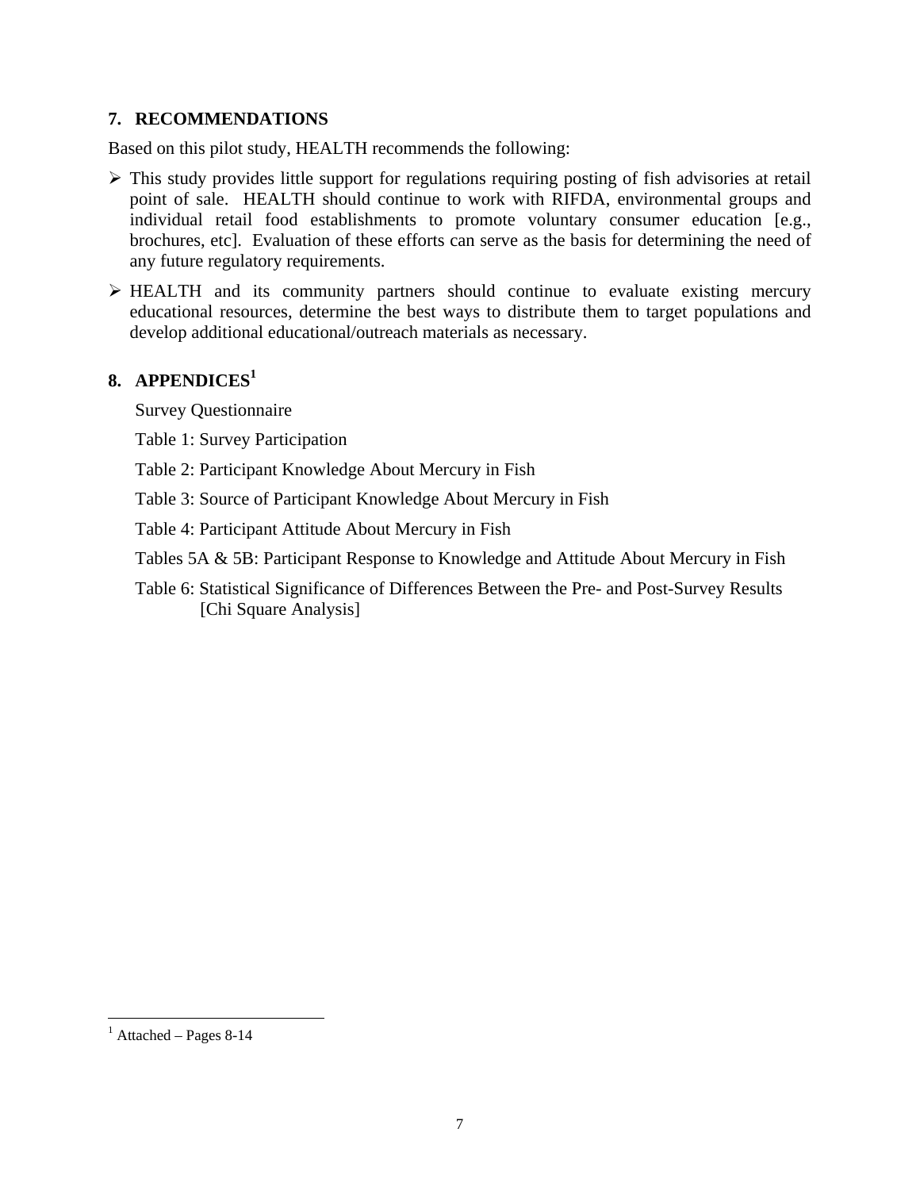## 7. RECOMMENDATIONS

Based on this pilot study, HEALTH recommends the following:

- This study provides little support for regulations requiring posting of fish advisories at retail point of sale. HEALTH should continue to work with RIFDA, environmental groups and individual retail food establishments to promote voluntary consumer education [e.g., brochures, etc]. Evaluation of these efforts can serve as the basis for determining the need of any future regulatory requirements.
- HEALTH and its community partners should continue to evaluate existing mercury educational resources, determine the best ways to distribute them to target populations and develop additional educational/outreach materials as necessary.

## 8. APPENDICES[1]

Survey Questionnaire

Table 1: Survey Participation

Table 2: Participant Knowledge About Mercury in Fish

Table 3: Source of Participant Knowledge About Mercury in Fish

Table 4: Participant Attitude About Mercury in Fish

Tables 5A & 5B: Participant Response to Knowledge and Attitude About Mercury in Fish

Table 6: Statistical Significance of Differences Between the Pre- and Post-Survey Results [Chi Square Analysis]

---

[1] Attached – Pages 8-14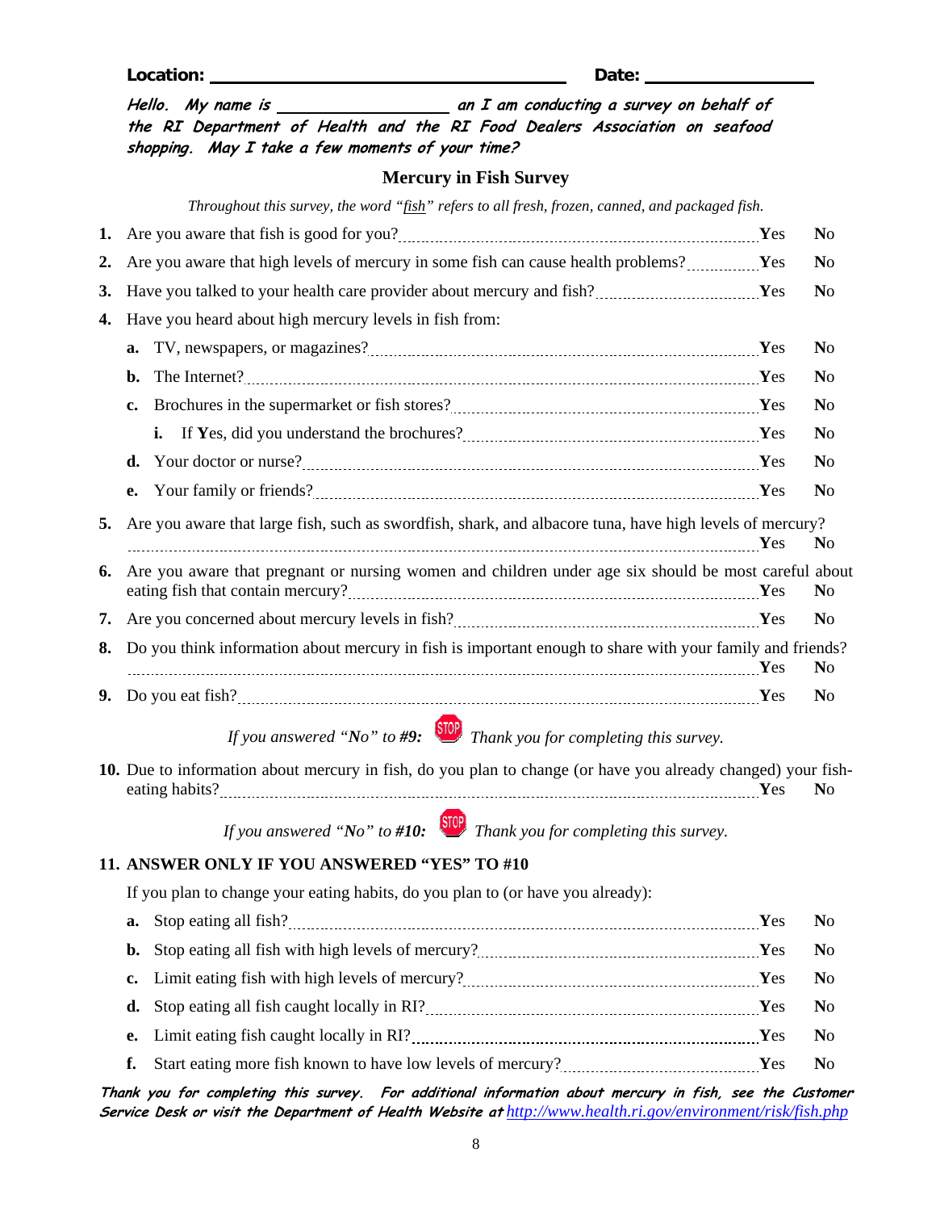**Location:** ______________________________ **Date:** ______________

*Hello. My name is ______________ an I am conducting a survey on behalf of the RI Department of Health and the RI Food Dealers Association on seafood shopping. May I take a few moments of your time?*

## Mercury in Fish Survey

*Throughout this survey, the word "fish" refers to all fresh, frozen, canned, and packaged fish.*

1. Are you aware that fish is good for you? ........ **Y**es **N**o
2. Are you aware that high levels of mercury in some fish can cause health problems? ........ **Y**es **N**o
3. Have you talked to your health care provider about mercury and fish? ........ **Y**es **N**o
4. Have you heard about high mercury levels in fish from:
   - **a.** TV, newspapers, or magazines? ........ **Y**es **N**o
   - **b.** The Internet? ........ **Y**es **N**o
   - **c.** Brochures in the supermarket or fish stores? ........ **Y**es **N**o
     - **i.** If **Y**es, did you understand the brochures? ........ **Y**es **N**o
   - **d.** Your doctor or nurse? ........ **Y**es **N**o
   - **e.** Your family or friends? ........ **Y**es **N**o
5. Are you aware that large fish, such as swordfish, shark, and albacore tuna, have high levels of mercury? ........ **Y**es **N**o
6. Are you aware that pregnant or nursing women and children under age six should be most careful about eating fish that contain mercury? ........ **Y**es **N**o
7. Are you concerned about mercury levels in fish? ........ **Y**es **N**o
8. Do you think information about mercury in fish is important enough to share with your family and friends? ........ **Y**es **N**o
9. Do you eat fish? ........ **Y**es **N**o

*If you answered "**No**" to **#9**:* STOP *Thank you for completing this survey.*

10. Due to information about mercury in fish, do you plan to change (or have you already changed) your fish-eating habits? ........ **Y**es **N**o

*If you answered "**No**" to **#10**:* STOP *Thank you for completing this survey.*

**11. ANSWER ONLY IF YOU ANSWERED "YES" TO #10**

If you plan to change your eating habits, do you plan to (or have you already):

- **a.** Stop eating all fish? ........ **Y**es **N**o
- **b.** Stop eating all fish with high levels of mercury? ........ **Y**es **N**o
- **c.** Limit eating fish with high levels of mercury? ........ **Y**es **N**o
- **d.** Stop eating all fish caught locally in RI? ........ **Y**es **N**o
- **e.** Limit eating fish caught locally in RI? ........ **Y**es **N**o
- **f.** Start eating more fish known to have low levels of mercury? ........ **Y**es **N**o

***Thank you for completing this survey. For additional information about mercury in fish, see the Customer Service Desk or visit the Department of Health Website at*** http://www.health.ri.gov/environment/risk/fish.php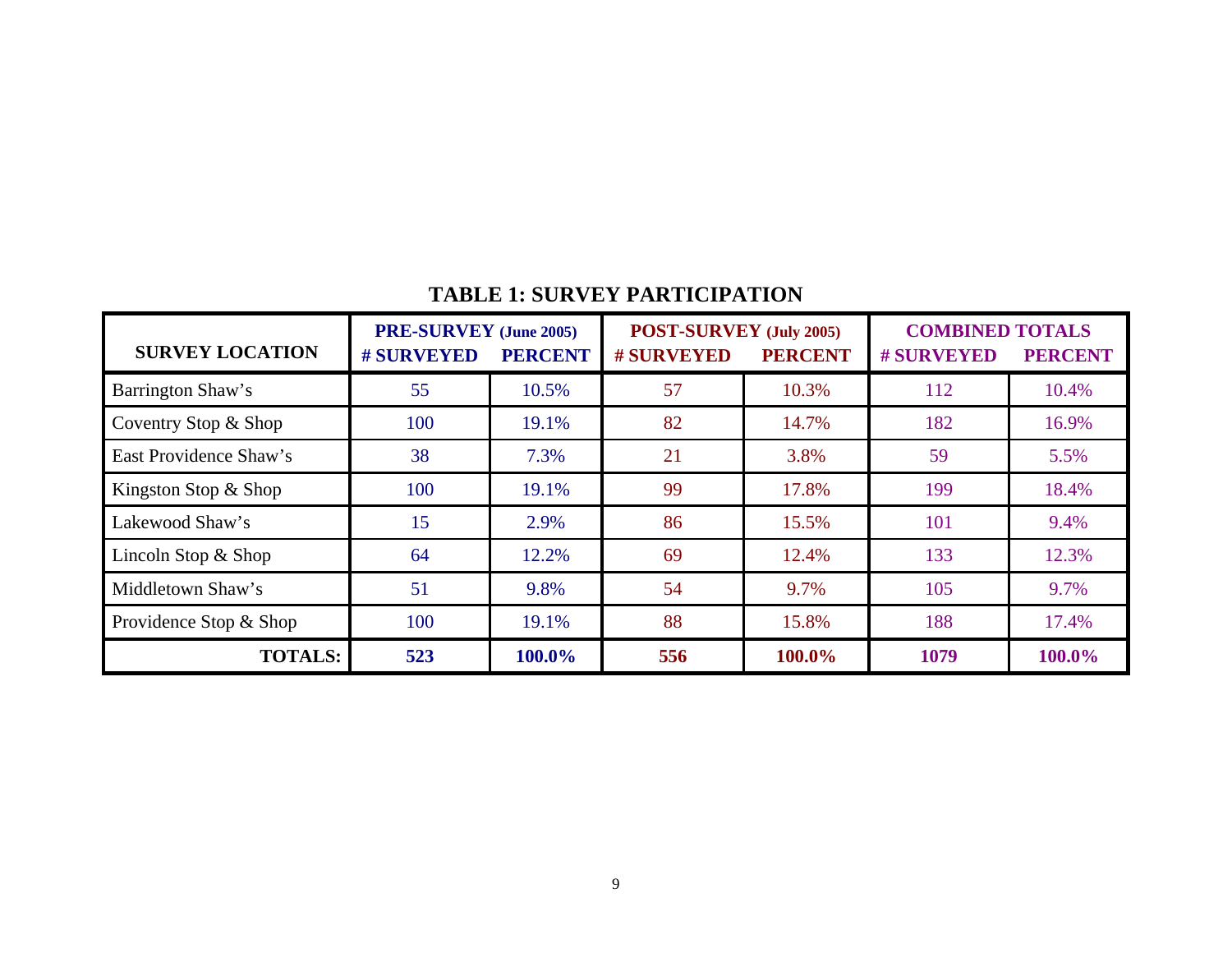## TABLE 1: SURVEY PARTICIPATION

| SURVEY LOCATION | PRE-SURVEY (June 2005) | | POST-SURVEY (July 2005) | | COMBINED TOTALS | |
|---|---|---|---|---|---|---|
| | # SURVEYED | PERCENT | # SURVEYED | PERCENT | # SURVEYED | PERCENT |
| Barrington Shaw's | 55 | 10.5% | 57 | 10.3% | 112 | 10.4% |
| Coventry Stop & Shop | 100 | 19.1% | 82 | 14.7% | 182 | 16.9% |
| East Providence Shaw's | 38 | 7.3% | 21 | 3.8% | 59 | 5.5% |
| Kingston Stop & Shop | 100 | 19.1% | 99 | 17.8% | 199 | 18.4% |
| Lakewood Shaw's | 15 | 2.9% | 86 | 15.5% | 101 | 9.4% |
| Lincoln Stop & Shop | 64 | 12.2% | 69 | 12.4% | 133 | 12.3% |
| Middletown Shaw's | 51 | 9.8% | 54 | 9.7% | 105 | 9.7% |
| Providence Stop & Shop | 100 | 19.1% | 88 | 15.8% | 188 | 17.4% |
| **TOTALS:** | **523** | **100.0%** | **556** | **100.0%** | **1079** | **100.0%** |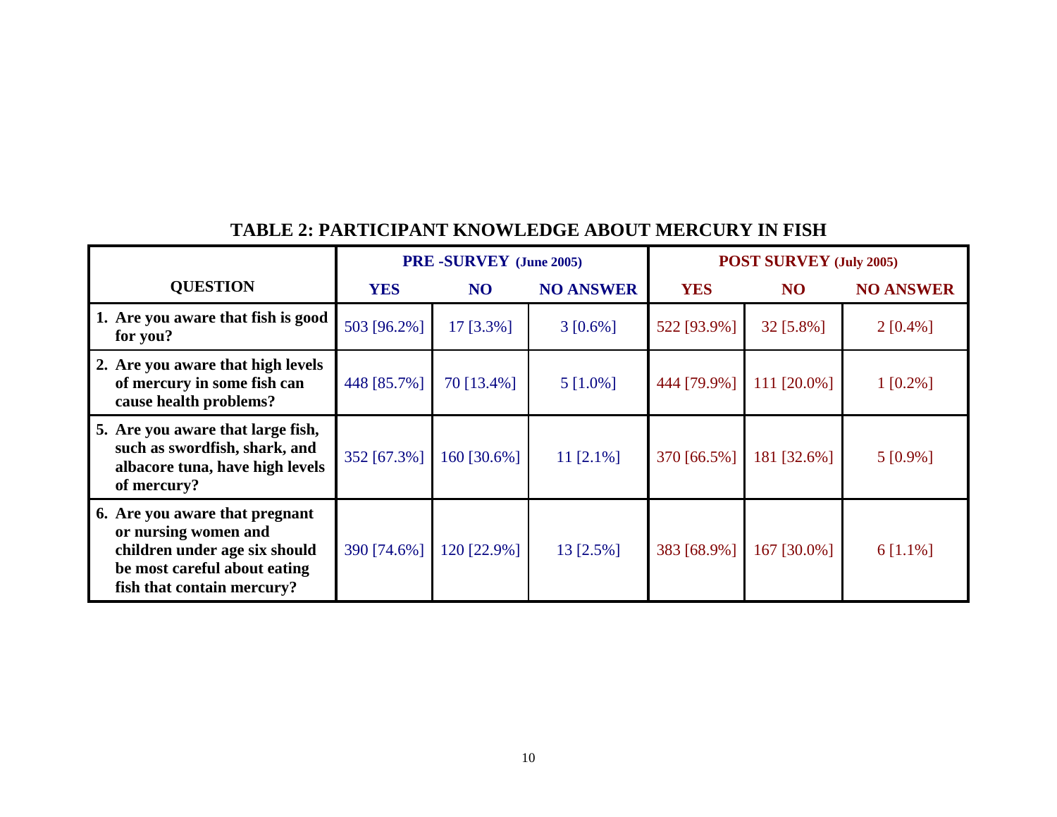# TABLE 2: PARTICIPANT KNOWLEDGE ABOUT MERCURY IN FISH

| QUESTION | PRE -SURVEY (June 2005) | | | POST SURVEY (July 2005) | | |
|---|---|---|---|---|---|---|
| | YES | NO | NO ANSWER | YES | NO | NO ANSWER |
| 1. Are you aware that fish is good for you? | 503 [96.2%] | 17 [3.3%] | 3 [0.6%] | 522 [93.9%] | 32 [5.8%] | 2 [0.4%] |
| 2. Are you aware that high levels of mercury in some fish can cause health problems? | 448 [85.7%] | 70 [13.4%] | 5 [1.0%] | 444 [79.9%] | 111 [20.0%] | 1 [0.2%] |
| 5. Are you aware that large fish, such as swordfish, shark, and albacore tuna, have high levels of mercury? | 352 [67.3%] | 160 [30.6%] | 11 [2.1%] | 370 [66.5%] | 181 [32.6%] | 5 [0.9%] |
| 6. Are you aware that pregnant or nursing women and children under age six should be most careful about eating fish that contain mercury? | 390 [74.6%] | 120 [22.9%] | 13 [2.5%] | 383 [68.9%] | 167 [30.0%] | 6 [1.1%] |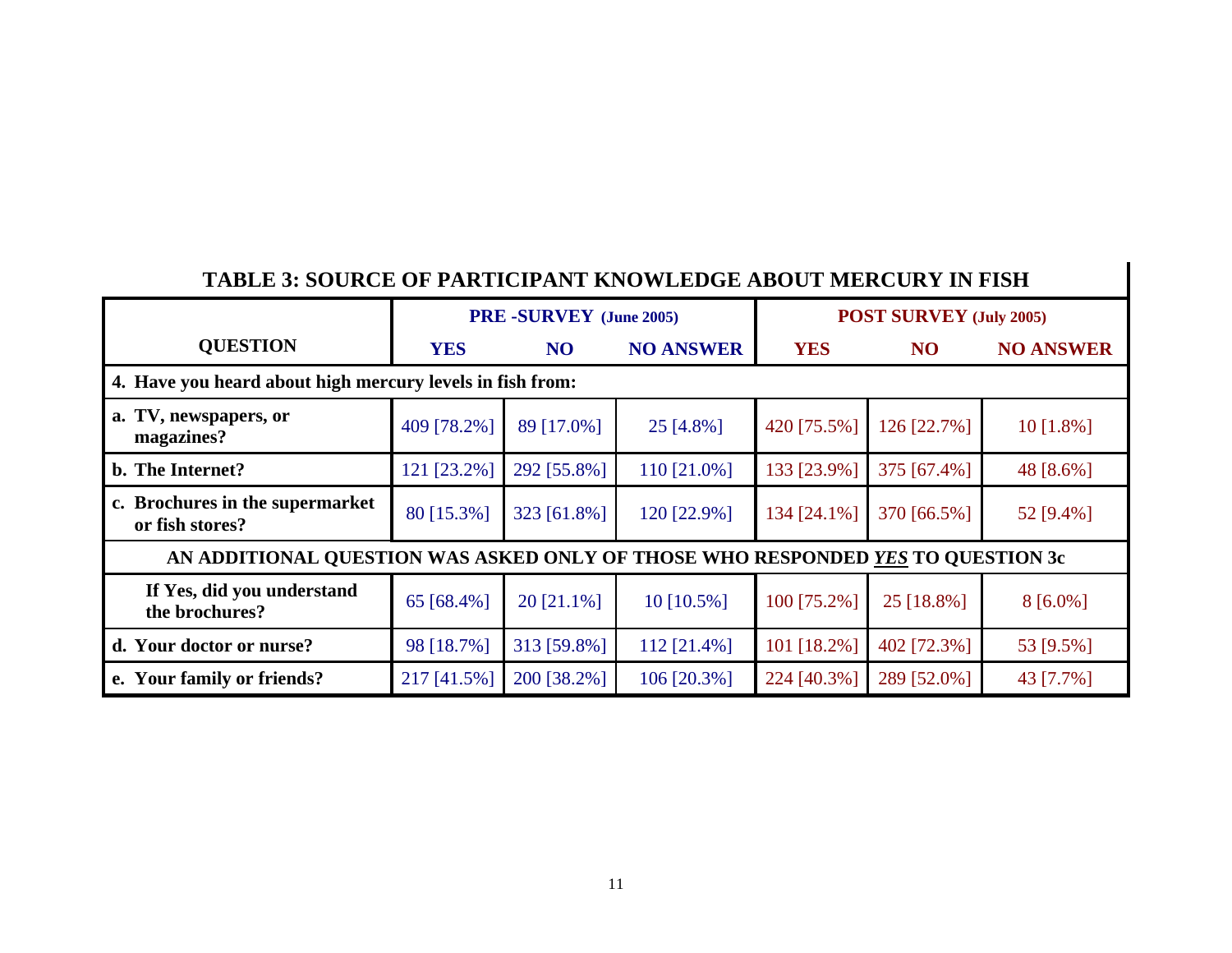## TABLE 3: SOURCE OF PARTICIPANT KNOWLEDGE ABOUT MERCURY IN FISH

| QUESTION | PRE -SURVEY (June 2005) | | | POST SURVEY (July 2005) | | |
|---|---|---|---|---|---|---|
| | **YES** | **NO** | **NO ANSWER** | **YES** | **NO** | **NO ANSWER** |
| **4. Have you heard about high mercury levels in fish from:** | | | | | | |
| **a. TV, newspapers, or magazines?** | 409 [78.2%] | 89 [17.0%] | 25 [4.8%] | 420 [75.5%] | 126 [22.7%] | 10 [1.8%] |
| **b. The Internet?** | 121 [23.2%] | 292 [55.8%] | 110 [21.0%] | 133 [23.9%] | 375 [67.4%] | 48 [8.6%] |
| **c. Brochures in the supermarket or fish stores?** | 80 [15.3%] | 323 [61.8%] | 120 [22.9%] | 134 [24.1%] | 370 [66.5%] | 52 [9.4%] |
| **AN ADDITIONAL QUESTION WAS ASKED ONLY OF THOSE WHO RESPONDED _YES_ TO QUESTION 3c** | | | | | | |
| **If Yes, did you understand the brochures?** | 65 [68.4%] | 20 [21.1%] | 10 [10.5%] | 100 [75.2%] | 25 [18.8%] | 8 [6.0%] |
| **d. Your doctor or nurse?** | 98 [18.7%] | 313 [59.8%] | 112 [21.4%] | 101 [18.2%] | 402 [72.3%] | 53 [9.5%] |
| **e. Your family or friends?** | 217 [41.5%] | 200 [38.2%] | 106 [20.3%] | 224 [40.3%] | 289 [52.0%] | 43 [7.7%] |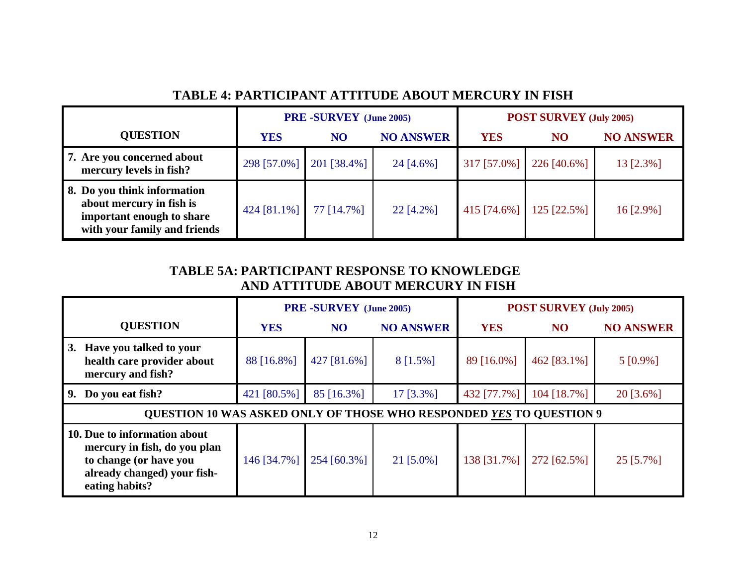## TABLE 4: PARTICIPANT ATTITUDE ABOUT MERCURY IN FISH

| QUESTION | PRE -SURVEY (June 2005) | | | POST SURVEY (July 2005) | | |
|---|---|---|---|---|---|---|
| | YES | NO | NO ANSWER | YES | NO | NO ANSWER |
| 7. Are you concerned about mercury levels in fish? | 298 [57.0%] | 201 [38.4%] | 24 [4.6%] | 317 [57.0%] | 226 [40.6%] | 13 [2.3%] |
| 8. Do you think information about mercury in fish is important enough to share with your family and friends | 424 [81.1%] | 77 [14.7%] | 22 [4.2%] | 415 [74.6%] | 125 [22.5%] | 16 [2.9%] |

## TABLE 5A: PARTICIPANT RESPONSE TO KNOWLEDGE AND ATTITUDE ABOUT MERCURY IN FISH

| QUESTION | PRE -SURVEY (June 2005) | | | POST SURVEY (July 2005) | | |
|---|---|---|---|---|---|---|
| | YES | NO | NO ANSWER | YES | NO | NO ANSWER |
| 3. Have you talked to your health care provider about mercury and fish? | 88 [16.8%] | 427 [81.6%] | 8 [1.5%] | 89 [16.0%] | 462 [83.1%] | 5 [0.9%] |
| 9. Do you eat fish? | 421 [80.5%] | 85 [16.3%] | 17 [3.3%] | 432 [77.7%] | 104 [18.7%] | 20 [3.6%] |
| QUESTION 10 WAS ASKED ONLY OF THOSE WHO RESPONDED ***YES*** TO QUESTION 9 | | | | | | |
| 10. Due to information about mercury in fish, do you plan to change (or have you already changed) your fish-eating habits? | 146 [34.7%] | 254 [60.3%] | 21 [5.0%] | 138 [31.7%] | 272 [62.5%] | 25 [5.7%] |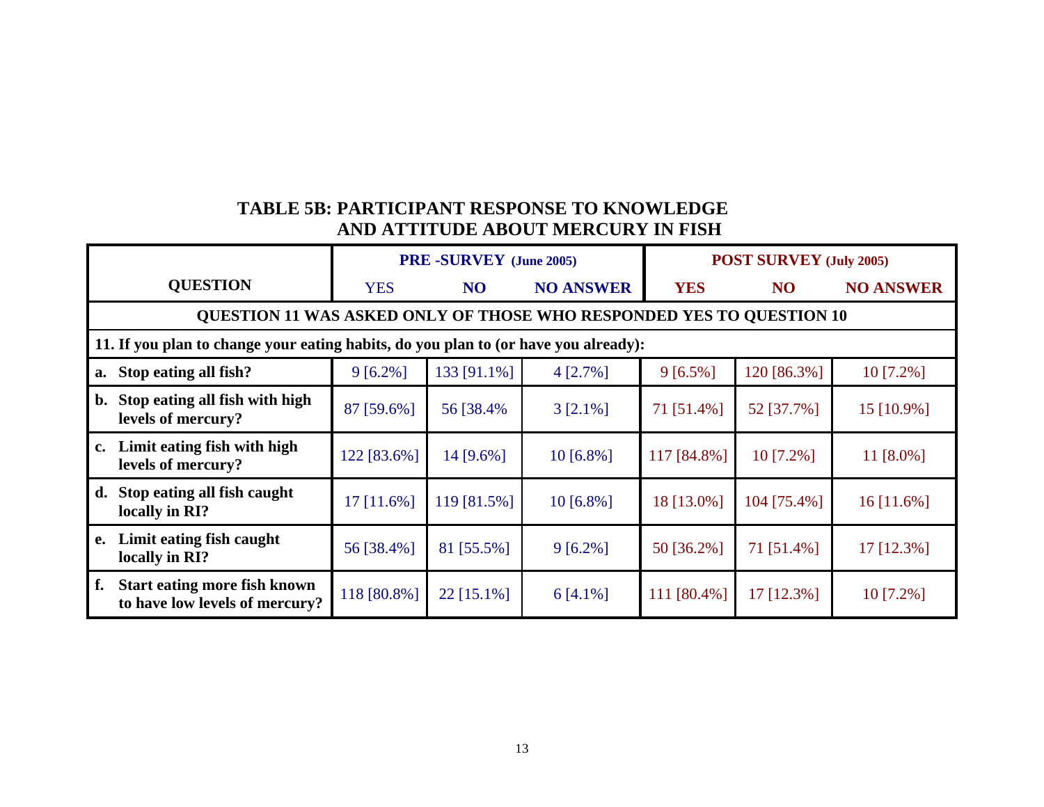## TABLE 5B: PARTICIPANT RESPONSE TO KNOWLEDGE AND ATTITUDE ABOUT MERCURY IN FISH

| QUESTION | PRE -SURVEY (June 2005) | | | POST SURVEY (July 2005) | | |
|---|---|---|---|---|---|---|
| | YES | NO | NO ANSWER | YES | NO | NO ANSWER |
| **QUESTION 11 WAS ASKED ONLY OF THOSE WHO RESPONDED YES TO QUESTION 10** | | | | | | |
| **11. If you plan to change your eating habits, do you plan to (or have you already):** | | | | | | |
| **a. Stop eating all fish?** | 9 [6.2%] | 133 [91.1%] | 4 [2.7%] | 9 [6.5%] | 120 [86.3%] | 10 [7.2%] |
| **b. Stop eating all fish with high levels of mercury?** | 87 [59.6%] | 56 [38.4% | 3 [2.1%] | 71 [51.4%] | 52 [37.7%] | 15 [10.9%] |
| **c. Limit eating fish with high levels of mercury?** | 122 [83.6%] | 14 [9.6%] | 10 [6.8%] | 117 [84.8%] | 10 [7.2%] | 11 [8.0%] |
| **d. Stop eating all fish caught locally in RI?** | 17 [11.6%] | 119 [81.5%] | 10 [6.8%] | 18 [13.0%] | 104 [75.4%] | 16 [11.6%] |
| **e. Limit eating fish caught locally in RI?** | 56 [38.4%] | 81 [55.5%] | 9 [6.2%] | 50 [36.2%] | 71 [51.4%] | 17 [12.3%] |
| **f. Start eating more fish known to have low levels of mercury?** | 118 [80.8%] | 22 [15.1%] | 6 [4.1%] | 111 [80.4%] | 17 [12.3%] | 10 [7.2%] |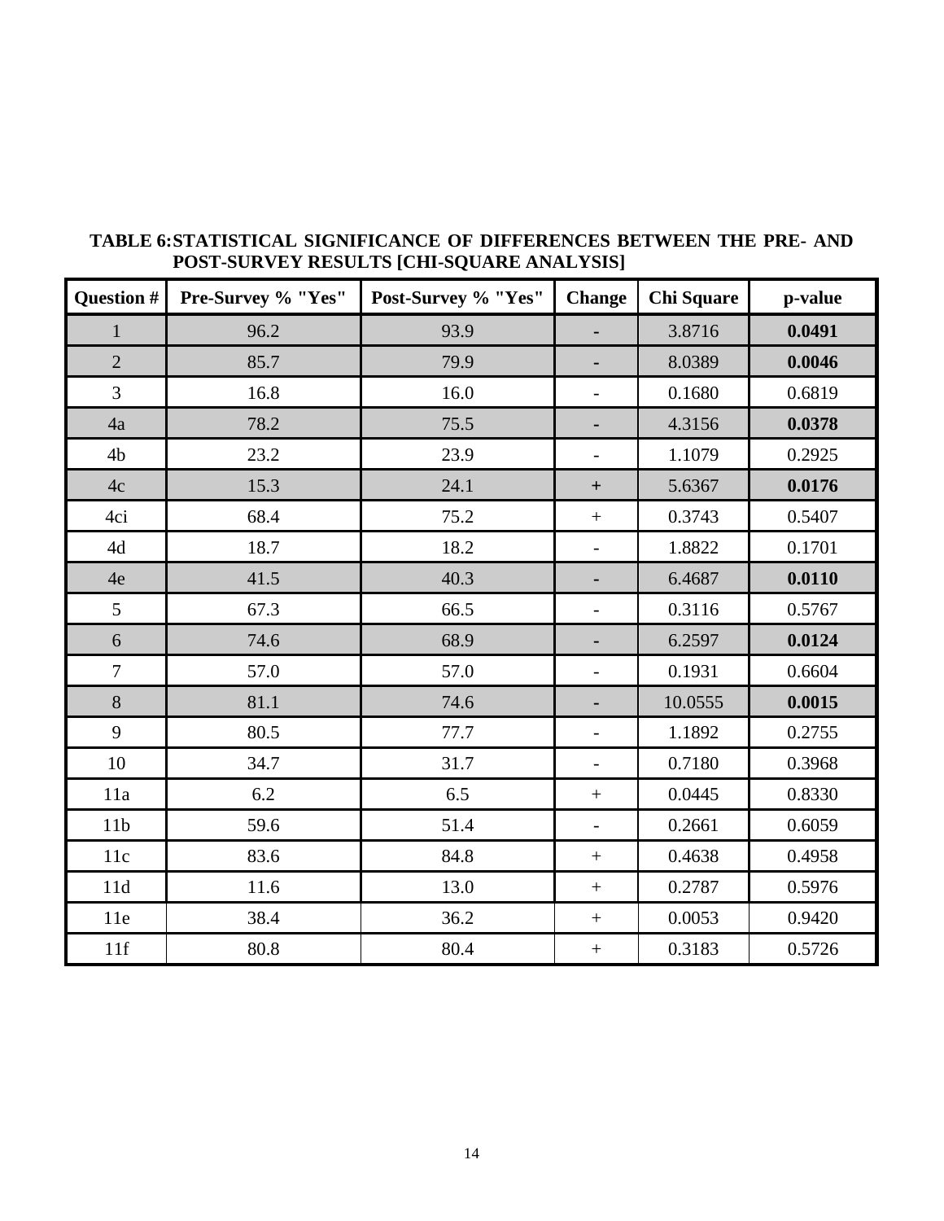**TABLE 6: STATISTICAL SIGNIFICANCE OF DIFFERENCES BETWEEN THE PRE- AND POST-SURVEY RESULTS [CHI-SQUARE ANALYSIS]**

| Question # | Pre-Survey % "Yes" | Post-Survey % "Yes" | Change | Chi Square | p-value |
|---|---|---|---|---|---|
| 1 | 96.2 | 93.9 | - | 3.8716 | **0.0491** |
| 2 | 85.7 | 79.9 | - | 8.0389 | **0.0046** |
| 3 | 16.8 | 16.0 | - | 0.1680 | 0.6819 |
| 4a | 78.2 | 75.5 | - | 4.3156 | **0.0378** |
| 4b | 23.2 | 23.9 | - | 1.1079 | 0.2925 |
| 4c | 15.3 | 24.1 | + | 5.6367 | **0.0176** |
| 4ci | 68.4 | 75.2 | + | 0.3743 | 0.5407 |
| 4d | 18.7 | 18.2 | - | 1.8822 | 0.1701 |
| 4e | 41.5 | 40.3 | - | 6.4687 | **0.0110** |
| 5 | 67.3 | 66.5 | - | 0.3116 | 0.5767 |
| 6 | 74.6 | 68.9 | - | 6.2597 | **0.0124** |
| 7 | 57.0 | 57.0 | - | 0.1931 | 0.6604 |
| 8 | 81.1 | 74.6 | - | 10.0555 | **0.0015** |
| 9 | 80.5 | 77.7 | - | 1.1892 | 0.2755 |
| 10 | 34.7 | 31.7 | - | 0.7180 | 0.3968 |
| 11a | 6.2 | 6.5 | + | 0.0445 | 0.8330 |
| 11b | 59.6 | 51.4 | - | 0.2661 | 0.6059 |
| 11c | 83.6 | 84.8 | + | 0.4638 | 0.4958 |
| 11d | 11.6 | 13.0 | + | 0.2787 | 0.5976 |
| 11e | 38.4 | 36.2 | + | 0.0053 | 0.9420 |
| 11f | 80.8 | 80.4 | + | 0.3183 | 0.5726 |